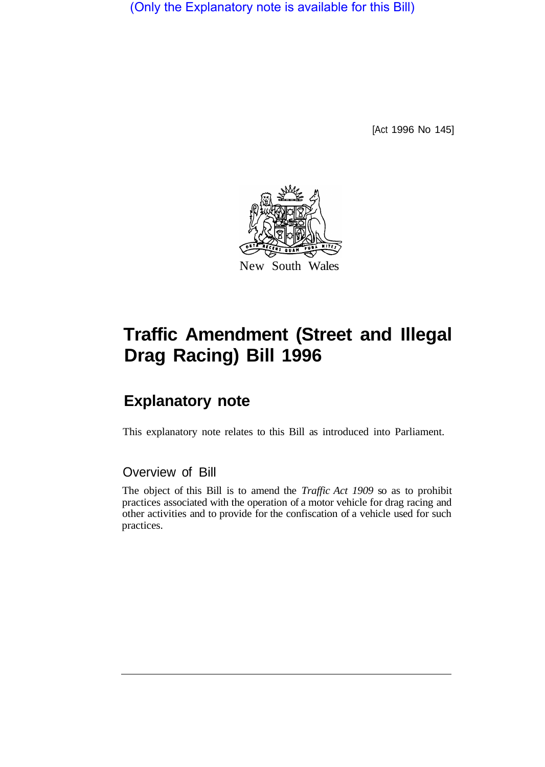(Only the Explanatory note is available for this Bill)

[Act 1996 No 145]

New South Wales

# Traffic Amendment (Street and Illegal Drag Racing) Bill 1996

## Explanatory note

This explanatory note relates to this Bill as introduced into Parliament.

### Overview of Bill

The object of this Bill is to amend the *Traffic Act 1909* so as to prohibit practices associated with the operation of a motor vehicle for drag racing and other activities and to provide for the confiscation of a vehicle used for such practices.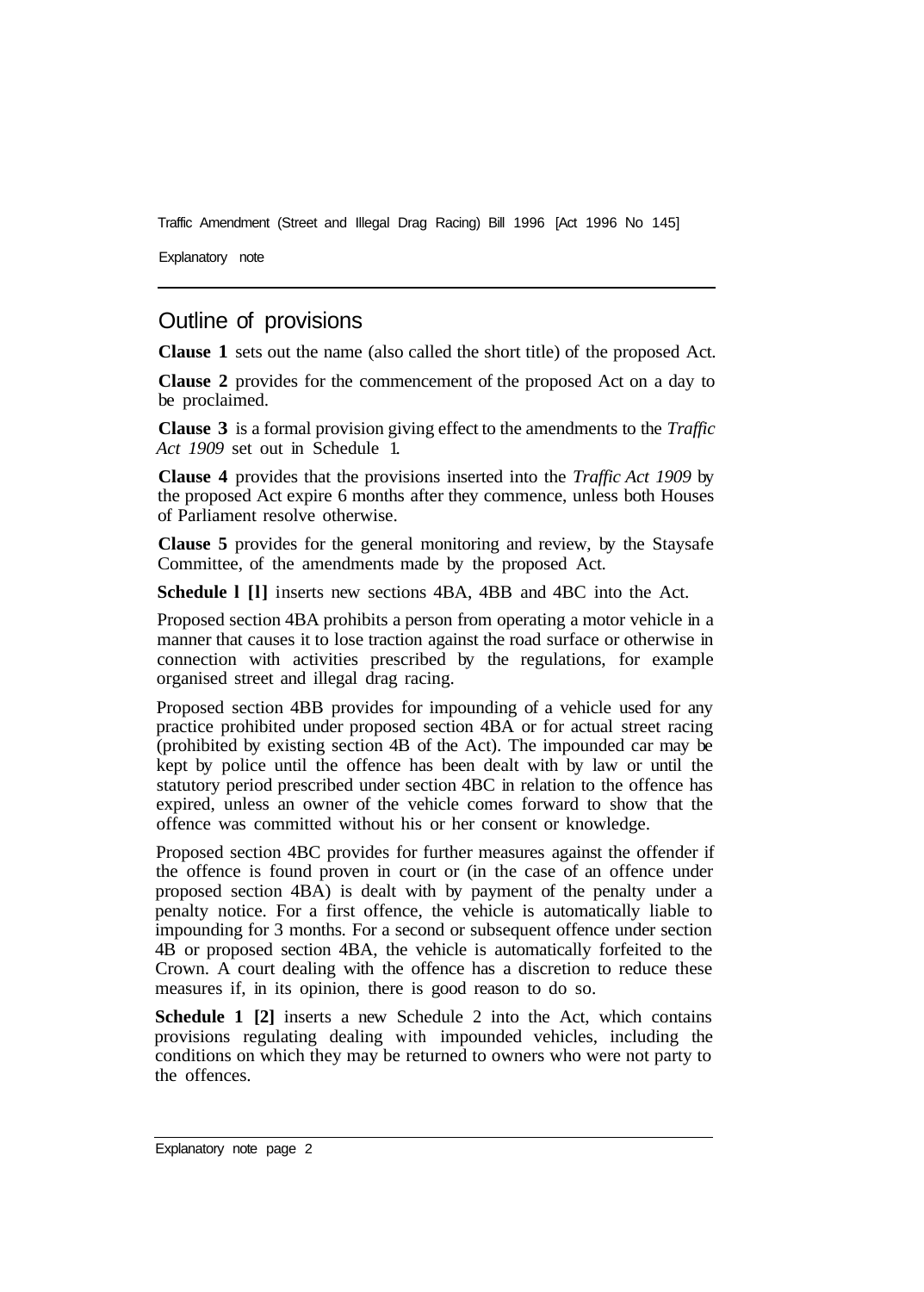## Outline of provisions

**Clause 1** sets out the name (also called the short title) of the proposed Act.

**Clause 2** provides for the commencement of the proposed Act on a day to be proclaimed.

**Clause 3** is a formal provision giving effect to the amendments to the *Traffic Act 1909* set out in Schedule 1.

**Clause 4** provides that the provisions inserted into the *Traffic Act 1909* by the proposed Act expire 6 months after they commence, unless both Houses of Parliament resolve otherwise.

**Clause 5** provides for the general monitoring and review, by the Staysafe Committee, of the amendments made by the proposed Act.

**Schedule l [l]** inserts new sections 4BA, 4BB and 4BC into the Act.

Proposed section 4BA prohibits a person from operating a motor vehicle in a manner that causes it to lose traction against the road surface or otherwise in connection with activities prescribed by the regulations, for example organised street and illegal drag racing.

Proposed section 4BB provides for impounding of a vehicle used for any practice prohibited under proposed section 4BA or for actual street racing (prohibited by existing section 4B of the Act). The impounded car may be kept by police until the offence has been dealt with by law or until the statutory period prescribed under section 4BC in relation to the offence has expired, unless an owner of the vehicle comes forward to show that the offence was committed without his or her consent or knowledge.

Proposed section 4BC provides for further measures against the offender if the offence is found proven in court or (in the case of an offence under proposed section 4BA) is dealt with by payment of the penalty under a penalty notice. For a first offence, the vehicle is automatically liable to impounding for 3 months. For a second or subsequent offence under section 4B or proposed section 4BA, the vehicle is automatically forfeited to the Crown. A court dealing with the offence has a discretion to reduce these measures if, in its opinion, there is good reason to do so.

**Schedule 1 [2]** inserts a new Schedule 2 into the Act, which contains provisions regulating dealing with impounded vehicles, including the conditions on which they may be returned to owners who were not party to the offences.